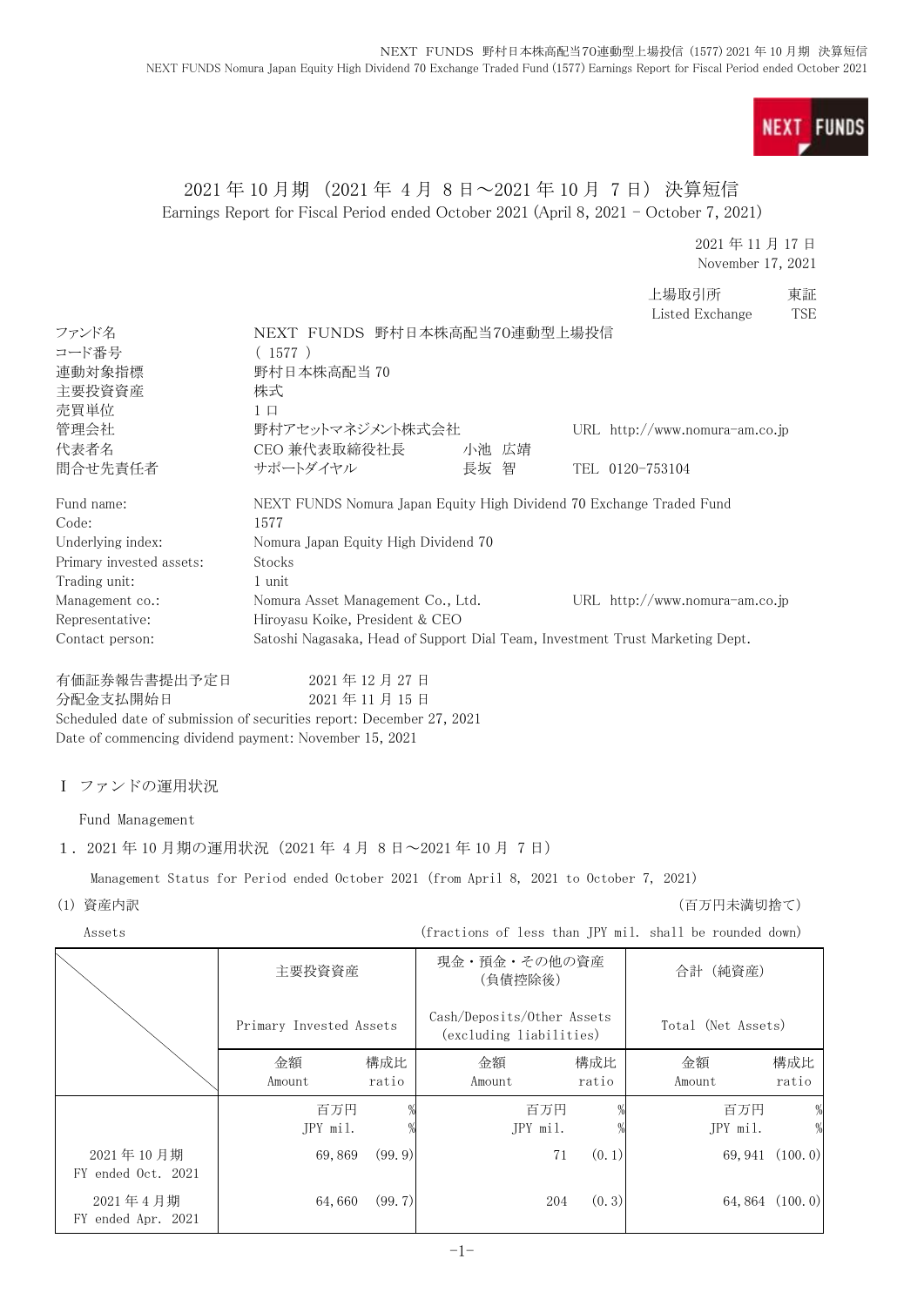# 2021 年 10 月期 (2021 年 4 月 8 日～2021 年 10 月 7 日) 決算短信

Earnings Report for Fiscal Period ended October 2021 (April 8, 2021 – October 7, 2021)

2021 年 11 月 17 日
November 17, 2021

上場取引所 東証
Listed Exchange TSE

| | | |
|---|---|---|
| ファンド名 | NEXT FUNDS 野村日本株高配当70連動型上場投信 | |
| コード番号 | ( 1577 ) | |
| 連動対象指標 | 野村日本株高配当 70 | |
| 主要投資資産 | 株式 | |
| 売買単位 | 1 口 | |
| 管理会社 | 野村アセットマネジメント株式会社 | URL http://www.nomura-am.co.jp |
| 代表者名 | CEO 兼代表取締役社長 小池 広靖 | |
| 問合せ先責任者 | サポートダイヤル 長坂 智 | TEL 0120-753104 |

| | | |
|---|---|---|
| Fund name: | NEXT FUNDS Nomura Japan Equity High Dividend 70 Exchange Traded Fund | |
| Code: | 1577 | |
| Underlying index: | Nomura Japan Equity High Dividend 70 | |
| Primary invested assets: | Stocks | |
| Trading unit: | 1 unit | |
| Management co.: | Nomura Asset Management Co., Ltd. | URL http://www.nomura-am.co.jp |
| Representative: | Hiroyasu Koike, President & CEO | |
| Contact person: | Satoshi Nagasaka, Head of Support Dial Team, Investment Trust Marketing Dept. | |

有価証券報告書提出予定日 2021 年 12 月 27 日
分配金支払開始日 2021 年 11 月 15 日
Scheduled date of submission of securities report: December 27, 2021
Date of commencing dividend payment: November 15, 2021

## Ⅰ ファンドの運用状況

Fund Management

### 1．2021 年 10 月期の運用状況 (2021 年 4 月 8 日～2021 年 10 月 7 日)

Management Status for Period ended October 2021 (from April 8, 2021 to October 7, 2021)

(1) 資産内訳 (百万円未満切捨て)

Assets (fractions of less than JPY mil. shall be rounded down)

| | 主要投資資産 Primary Invested Assets | | 現金・預金・その他の資産 (負債控除後) Cash/Deposits/Other Assets (excluding liabilities) | | 合計 (純資産) Total (Net Assets) | |
|---|---|---|---|---|---|---|
| | 金額 Amount | 構成比 ratio | 金額 Amount | 構成比 ratio | 金額 Amount | 構成比 ratio |
| | 百万円 JPY mil. | % | 百万円 JPY mil. | % | 百万円 JPY mil. | % |
| 2021 年 10 月期 FY ended Oct. 2021 | 69,869 | (99.9) | 71 | (0.1) | 69,941 | (100.0) |
| 2021 年 4 月期 FY ended Apr. 2021 | 64,660 | (99.7) | 204 | (0.3) | 64,864 | (100.0) |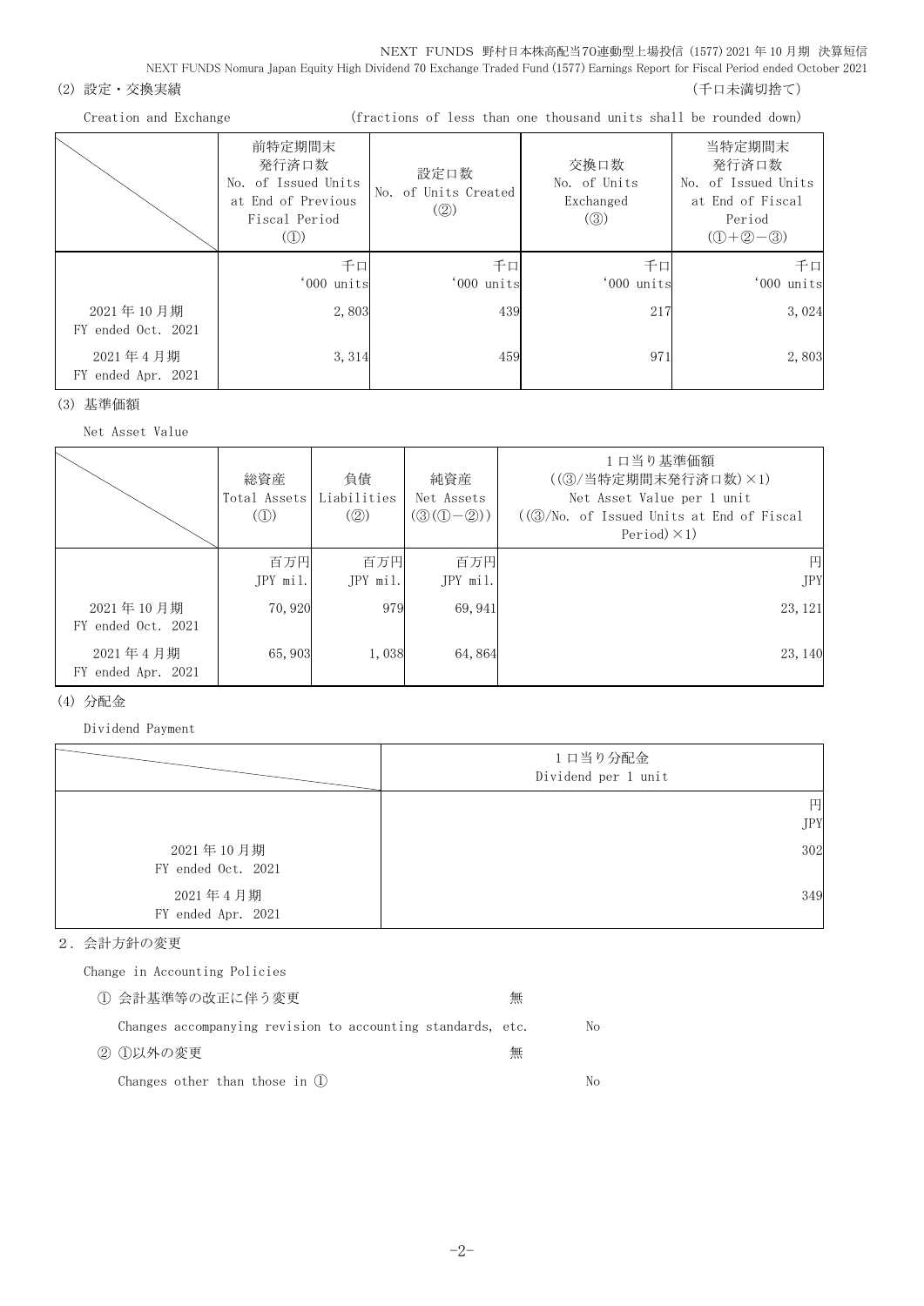(2) 設定・交換実績 （千口未満切捨て）

Creation and Exchange (fractions of less than one thousand units shall be rounded down)

| | 前特定期間末発行済口数 No. of Issued Units at End of Previous Fiscal Period (①) | 設定口数 No. of Units Created (②) | 交換口数 No. of Units Exchanged (③) | 当特定期間末発行済口数 No. of Issued Units at End of Fiscal Period (①+②−③) |
|---|---|---|---|---|
| | 千口 '000 units | 千口 '000 units | 千口 '000 units | 千口 '000 units |
| 2021年10月期 FY ended Oct. 2021 | 2,803 | 439 | 217 | 3,024 |
| 2021年4月期 FY ended Apr. 2021 | 3,314 | 459 | 971 | 2,803 |

(3) 基準価額

Net Asset Value

| | 総資産 Total Assets (①) | 負債 Liabilities (②) | 純資産 Net Assets (③(①−②)) | 1口当り基準価額 ((③/当特定期間末発行済口数)×1) Net Asset Value per 1 unit ((③/No. of Issued Units at End of Fiscal Period)×1) |
|---|---|---|---|---|
| | 百万円 JPY mil. | 百万円 JPY mil. | 百万円 JPY mil. | 円 JPY |
| 2021年10月期 FY ended Oct. 2021 | 70,920 | 979 | 69,941 | 23,121 |
| 2021年4月期 FY ended Apr. 2021 | 65,903 | 1,038 | 64,864 | 23,140 |

(4) 分配金

Dividend Payment

| | 1口当り分配金 Dividend per 1 unit |
|---|---|
| | 円 JPY |
| 2021年10月期 FY ended Oct. 2021 | 302 |
| 2021年4月期 FY ended Apr. 2021 | 349 |

2．会計方針の変更

Change in Accounting Policies

① 会計基準等の改正に伴う変更 無

Changes accompanying revision to accounting standards, etc. No

② ①以外の変更 無

Changes other than those in ① No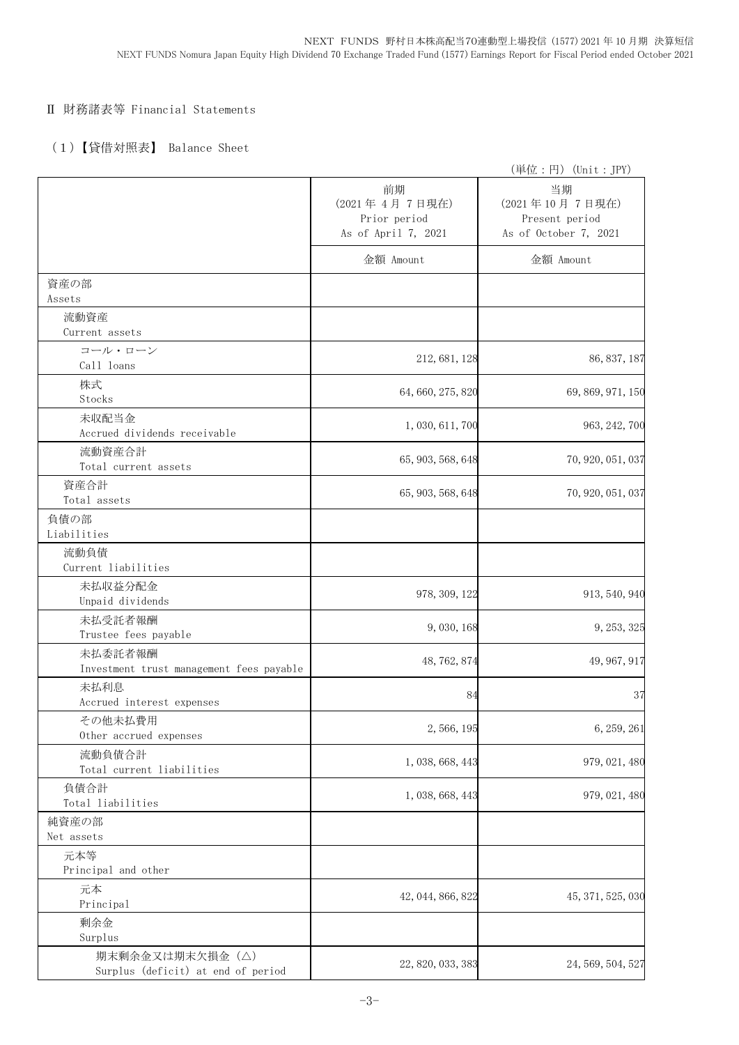## Ⅱ 財務諸表等 Financial Statements

### （1）【貸借対照表】 Balance Sheet

（単位：円）(Unit：JPY)

| | 前期<br>(2021年 4月 7日現在)<br>Prior period<br>As of April 7, 2021 | 当期<br>(2021年10月 7日現在)<br>Present period<br>As of October 7, 2021 |
|---|---|---|
| | 金額 Amount | 金額 Amount |
| 資産の部<br>Assets | | |
| 流動資産<br>Current assets | | |
| コール・ローン<br>Call loans | 212,681,128 | 86,837,187 |
| 株式<br>Stocks | 64,660,275,820 | 69,869,971,150 |
| 未収配当金<br>Accrued dividends receivable | 1,030,611,700 | 963,242,700 |
| 流動資産合計<br>Total current assets | 65,903,568,648 | 70,920,051,037 |
| 資産合計<br>Total assets | 65,903,568,648 | 70,920,051,037 |
| 負債の部<br>Liabilities | | |
| 流動負債<br>Current liabilities | | |
| 未払収益分配金<br>Unpaid dividends | 978,309,122 | 913,540,940 |
| 未払受託者報酬<br>Trustee fees payable | 9,030,168 | 9,253,325 |
| 未払委託者報酬<br>Investment trust management fees payable | 48,762,874 | 49,967,917 |
| 未払利息<br>Accrued interest expenses | 84 | 37 |
| その他未払費用<br>Other accrued expenses | 2,566,195 | 6,259,261 |
| 流動負債合計<br>Total current liabilities | 1,038,668,443 | 979,021,480 |
| 負債合計<br>Total liabilities | 1,038,668,443 | 979,021,480 |
| 純資産の部<br>Net assets | | |
| 元本等<br>Principal and other | | |
| 元本<br>Principal | 42,044,866,822 | 45,371,525,030 |
| 剰余金<br>Surplus | | |
| 期末剰余金又は期末欠損金（△）<br>Surplus (deficit) at end of period | 22,820,033,383 | 24,569,504,527 |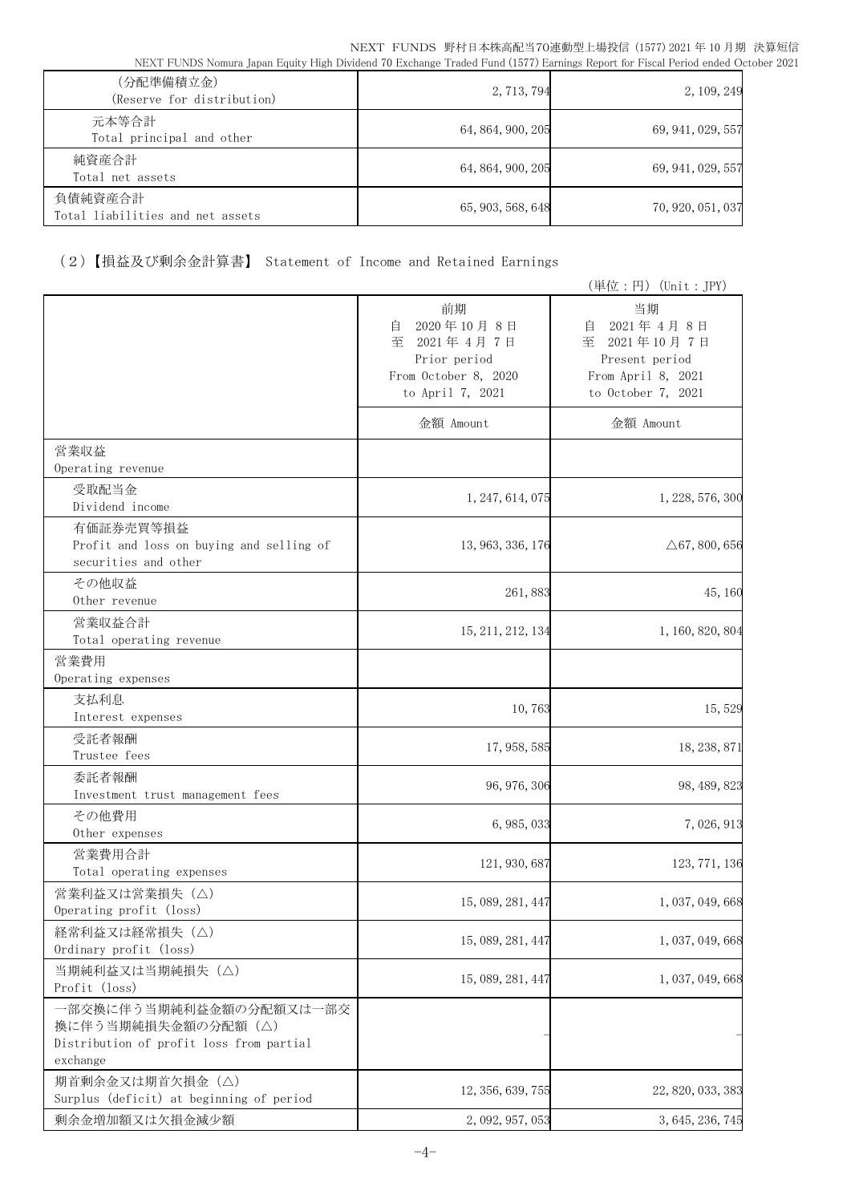| | | |
|---|---|---|
| (分配準備積立金)<br>(Reserve for distribution) | 2, 713, 794 | 2, 109, 249 |
| 元本等合計<br>Total principal and other | 64, 864, 900, 205 | 69, 941, 029, 557 |
| 純資産合計<br>Total net assets | 64, 864, 900, 205 | 69, 941, 029, 557 |
| 負債純資産合計<br>Total liabilities and net assets | 65, 903, 568, 648 | 70, 920, 051, 037 |

（2）【損益及び剰余金計算書】 Statement of Income and Retained Earnings

(単位：円) (Unit：JPY)

| | 前期<br>自 2020年10月 8日<br>至 2021年 4月 7日<br>Prior period<br>From October 8, 2020<br>to April 7, 2021 | 当期<br>自 2021年 4月 8日<br>至 2021年10月 7日<br>Present period<br>From April 8, 2021<br>to October 7, 2021 |
|---|---|---|
| | 金額 Amount | 金額 Amount |
| 営業収益<br>Operating revenue | | |
| 受取配当金<br>Dividend income | 1, 247, 614, 075 | 1, 228, 576, 300 |
| 有価証券売買等損益<br>Profit and loss on buying and selling of securities and other | 13, 963, 336, 176 | △67, 800, 656 |
| その他収益<br>Other revenue | 261, 883 | 45, 160 |
| 営業収益合計<br>Total operating revenue | 15, 211, 212, 134 | 1, 160, 820, 804 |
| 営業費用<br>Operating expenses | | |
| 支払利息<br>Interest expenses | 10, 763 | 15, 529 |
| 受託者報酬<br>Trustee fees | 17, 958, 585 | 18, 238, 871 |
| 委託者報酬<br>Investment trust management fees | 96, 976, 306 | 98, 489, 823 |
| その他費用<br>Other expenses | 6, 985, 033 | 7, 026, 913 |
| 営業費用合計<br>Total operating expenses | 121, 930, 687 | 123, 771, 136 |
| 営業利益又は営業損失（△）<br>Operating profit (loss) | 15, 089, 281, 447 | 1, 037, 049, 668 |
| 経常利益又は経常損失（△）<br>Ordinary profit (loss) | 15, 089, 281, 447 | 1, 037, 049, 668 |
| 当期純利益又は当期純損失（△）<br>Profit (loss) | 15, 089, 281, 447 | 1, 037, 049, 668 |
| 一部交換に伴う当期純利益金額の分配額又は一部交換に伴う当期純損失金額の分配額（△）<br>Distribution of profit loss from partial exchange | – | – |
| 期首剰余金又は期首欠損金（△）<br>Surplus (deficit) at beginning of period | 12, 356, 639, 755 | 22, 820, 033, 383 |
| 剰余金増加額又は欠損金減少額 | 2, 092, 957, 053 | 3, 645, 236, 745 |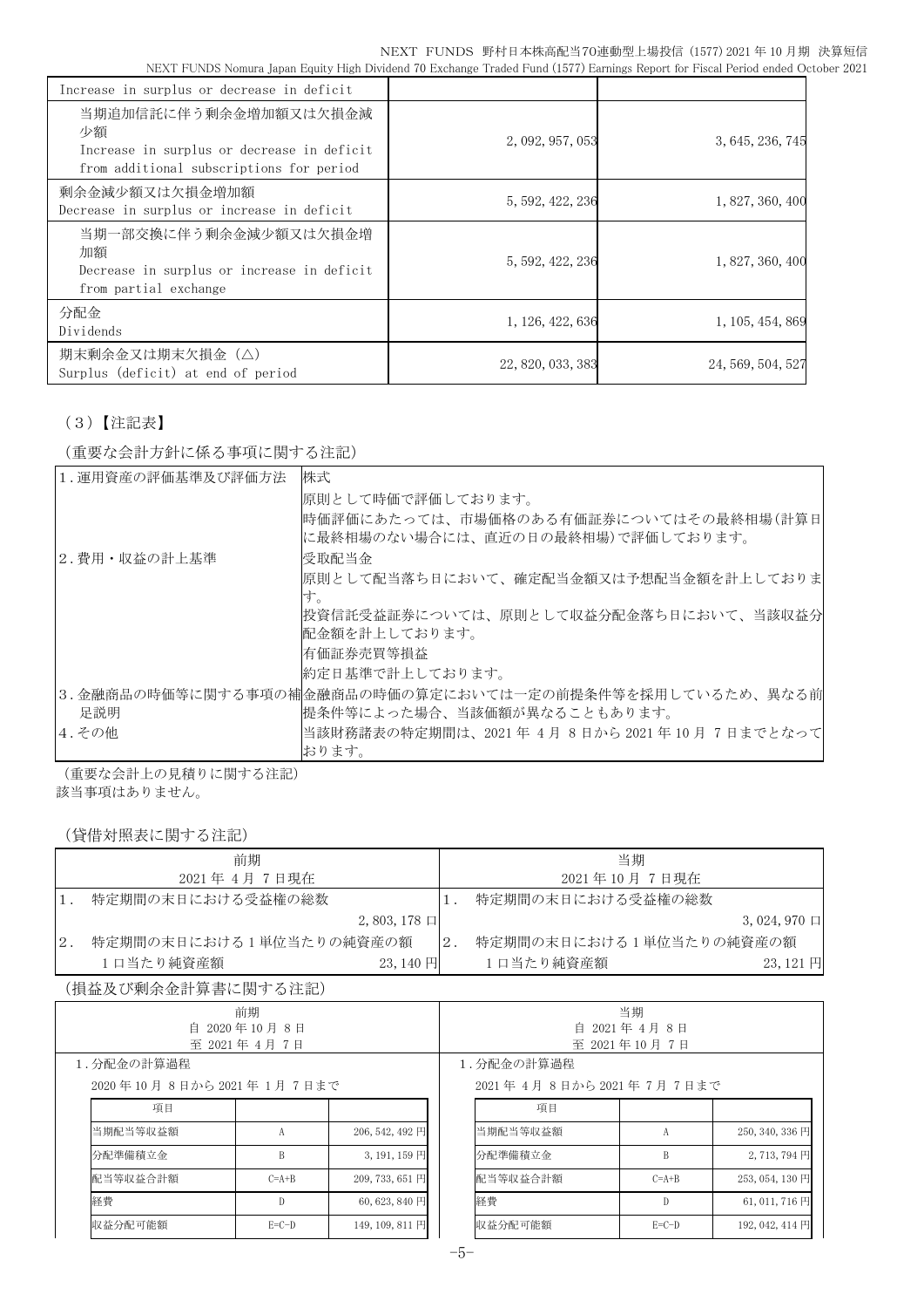| | | |
|---|---|---|
| Increase in surplus or decrease in deficit | | |
| 当期追加信託に伴う剰余金増加額又は欠損金減少額<br>Increase in surplus or decrease in deficit from additional subscriptions for period | 2,092,957,053 | 3,645,236,745 |
| 剰余金減少額又は欠損金増加額<br>Decrease in surplus or increase in deficit | 5,592,422,236 | 1,827,360,400 |
| 当期一部交換に伴う剰余金減少額又は欠損金増加額<br>Decrease in surplus or increase in deficit from partial exchange | 5,592,422,236 | 1,827,360,400 |
| 分配金<br>Dividends | 1,126,422,636 | 1,105,454,869 |
| 期末剰余金又は期末欠損金（△）<br>Surplus (deficit) at end of period | 22,820,033,383 | 24,569,504,527 |

（3）【注記表】

（重要な会計方針に係る事項に関する注記）

| | |
|---|---|
| 1．運用資産の評価基準及び評価方法 | 株式<br>原則として時価で評価しております。<br>時価評価にあたっては、市場価格のある有価証券についてはその最終相場(計算日に最終相場のない場合には、直近の日の最終相場)で評価しております。 |
| 2．費用・収益の計上基準 | 受取配当金<br>原則として配当落ち日において、確定配当金額又は予想配当金額を計上しております。<br>投資信託受益証券については、原則として収益分配金落ち日において、当該収益分配金額を計上しております。<br>有価証券売買等損益<br>約定日基準で計上しております。 |
| 3．金融商品の時価等に関する事項の補足説明 | 金融商品の時価の算定においては一定の前提条件等を採用しているため、異なる前提条件等によった場合、当該価額が異なることもあります。 |
| 4．その他 | 当該財務諸表の特定期間は、2021年4月8日から2021年10月7日までとなっております。 |

（重要な会計上の見積りに関する注記）

該当事項はありません。

（貸借対照表に関する注記）

| 前期<br>2021年4月7日現在 | | 当期<br>2021年10月7日現在 | |
|---|---|---|---|
| 1．特定期間の末日における受益権の総数 | 2,803,178口 | 1．特定期間の末日における受益権の総数 | 3,024,970口 |
| 2．特定期間の末日における1単位当たりの純資産の額<br>1口当たり純資産額 | 23,140円 | 2．特定期間の末日における1単位当たりの純資産の額<br>1口当たり純資産額 | 23,121円 |

（損益及び剰余金計算書に関する注記）

前期（自 2020年10月8日 至 2021年4月7日）

1．分配金の計算過程

2020年10月8日から2021年1月7日まで

| 項目 | | |
|---|---|---|
| 当期配当等収益額 | A | 206,542,492円 |
| 分配準備積立金 | B | 3,191,159円 |
| 配当等収益合計額 | C=A+B | 209,733,651円 |
| 経費 | D | 60,623,840円 |
| 収益分配可能額 | E=C-D | 149,109,811円 |

当期（自 2021年4月8日 至 2021年10月7日）

1．分配金の計算過程

2021年4月8日から2021年7月7日まで

| 項目 | | |
|---|---|---|
| 当期配当等収益額 | A | 250,340,336円 |
| 分配準備積立金 | B | 2,713,794円 |
| 配当等収益合計額 | C=A+B | 253,054,130円 |
| 経費 | D | 61,011,716円 |
| 収益分配可能額 | E=C-D | 192,042,414円 |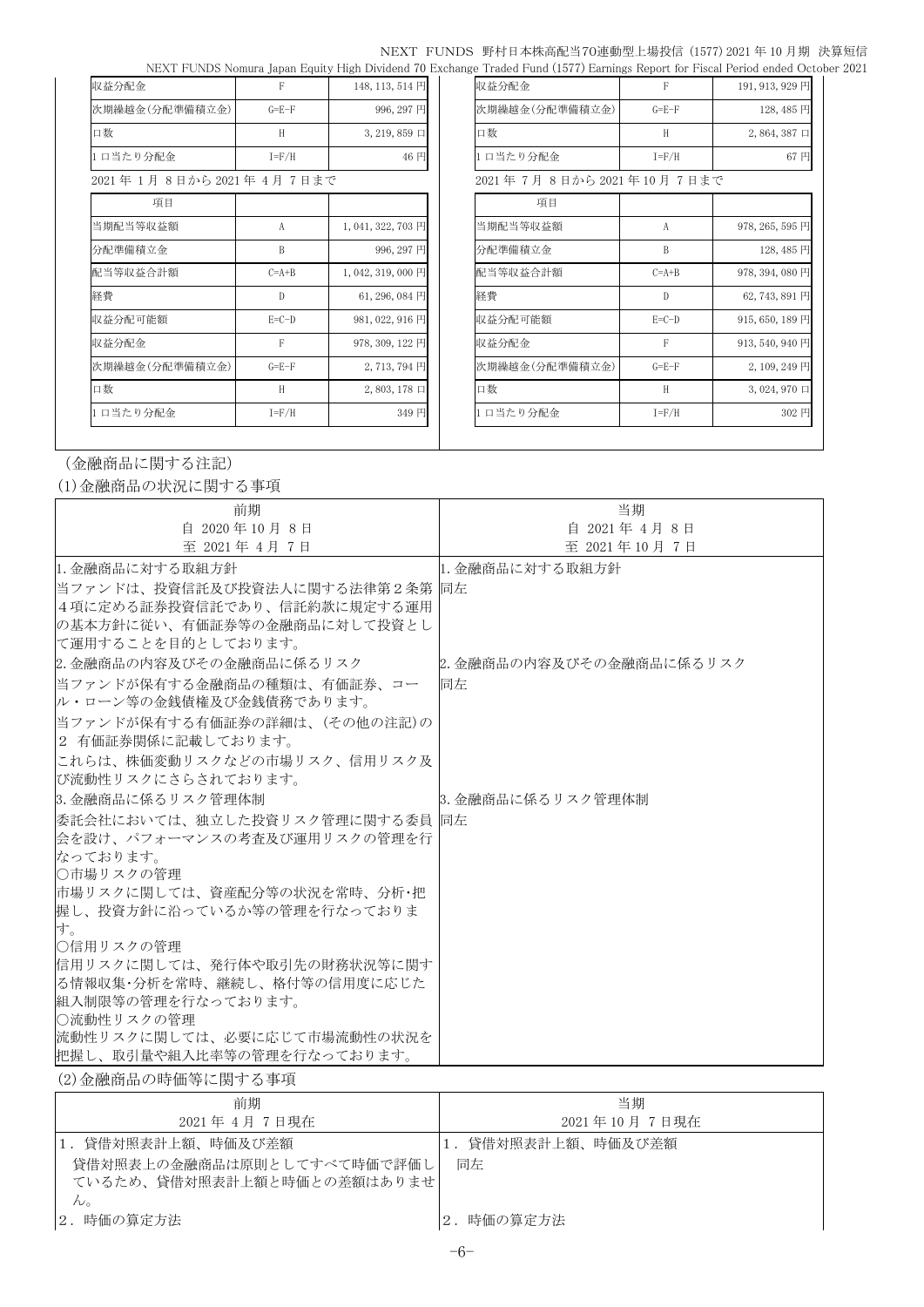| 収益分配金 | F | 148,113,514 円 |
|---|---|---|
| 次期繰越金(分配準備積立金) | G=E-F | 996,297 円 |
| 口数 | H | 3,219,859 口 |
| 1 口当たり分配金 | I=F/H | 46 円 |

2021 年 1 月 8 日から 2021 年 4 月 7 日まで

| 項目 | | |
|---|---|---|
| 当期配当等収益額 | A | 1,041,322,703 円 |
| 分配準備積立金 | B | 996,297 円 |
| 配当等収益合計額 | C=A+B | 1,042,319,000 円 |
| 経費 | D | 61,296,084 円 |
| 収益分配可能額 | E=C-D | 981,022,916 円 |
| 収益分配金 | F | 978,309,122 円 |
| 次期繰越金(分配準備積立金) | G=E-F | 2,713,794 円 |
| 口数 | H | 2,803,178 口 |
| 1 口当たり分配金 | I=F/H | 349 円 |

| 収益分配金 | F | 191,913,929 円 |
|---|---|---|
| 次期繰越金(分配準備積立金) | G=E-F | 128,485 円 |
| 口数 | H | 2,864,387 口 |
| 1 口当たり分配金 | I=F/H | 67 円 |

2021 年 7 月 8 日から 2021 年 10 月 7 日まで

| 項目 | | |
|---|---|---|
| 当期配当等収益額 | A | 978,265,595 円 |
| 分配準備積立金 | B | 128,485 円 |
| 配当等収益合計額 | C=A+B | 978,394,080 円 |
| 経費 | D | 62,743,891 円 |
| 収益分配可能額 | E=C-D | 915,650,189 円 |
| 収益分配金 | F | 913,540,940 円 |
| 次期繰越金(分配準備積立金) | G=E-F | 2,109,249 円 |
| 口数 | H | 3,024,970 口 |
| 1 口当たり分配金 | I=F/H | 302 円 |

（金融商品に関する注記）

(1)金融商品の状況に関する事項

| 前期<br>自 2020 年 10 月 8 日<br>至 2021 年 4 月 7 日 | 当期<br>自 2021 年 4 月 8 日<br>至 2021 年 10 月 7 日 |
|---|---|
| 1. 金融商品に対する取組方針<br>当ファンドは、投資信託及び投資法人に関する法律第２条第４項に定める証券投資信託であり、信託約款に規定する運用の基本方針に従い、有価証券等の金融商品に対して投資として運用することを目的としております。 | 1. 金融商品に対する取組方針<br>同左 |
| 2. 金融商品の内容及びその金融商品に係るリスク<br>当ファンドが保有する金融商品の種類は、有価証券、コール・ローン等の金銭債権及び金銭債務であります。<br>当ファンドが保有する有価証券の詳細は、(その他の注記)の２ 有価証券関係に記載しております。<br>これらは、株価変動リスクなどの市場リスク、信用リスク及び流動性リスクにさらされております。 | 2. 金融商品の内容及びその金融商品に係るリスク<br>同左 |
| 3. 金融商品に係るリスク管理体制<br>委託会社においては、独立した投資リスク管理に関する委員会を設け、パフォーマンスの考査及び運用リスクの管理を行なっております。<br>○市場リスクの管理<br>市場リスクに関しては、資産配分等の状況を常時、分析･把握し、投資方針に沿っているか等の管理を行なっております。<br>○信用リスクの管理<br>信用リスクに関しては、発行体や取引先の財務状況等に関する情報収集･分析を常時、継続し、格付等の信用度に応じた組入制限等の管理を行なっております。<br>○流動性リスクの管理<br>流動性リスクに関しては、必要に応じて市場流動性の状況を把握し、取引量や組入比率等の管理を行なっております。 | 3. 金融商品に係るリスク管理体制<br>同左 |

(2)金融商品の時価等に関する事項

| 前期<br>2021 年 4 月 7 日現在 | 当期<br>2021 年 10 月 7 日現在 |
|---|---|
| 1．貸借対照表計上額、時価及び差額<br>貸借対照表上の金融商品は原則としてすべて時価で評価しているため、貸借対照表計上額と時価との差額はありません。 | 1．貸借対照表計上額、時価及び差額<br>同左 |
| 2．時価の算定方法 | 2．時価の算定方法 |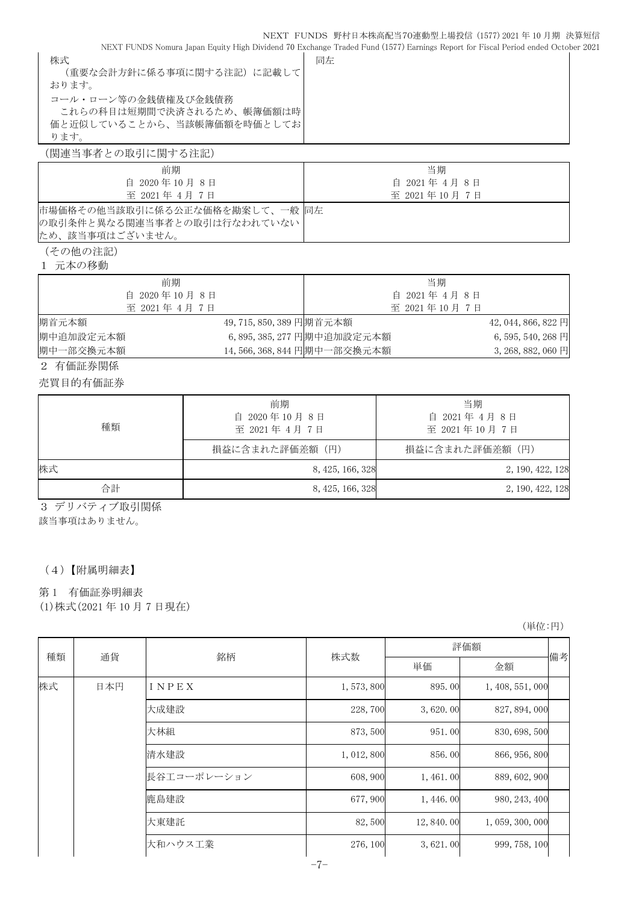| | |
|---|---|
| 株式<br>（重要な会計方針に係る事項に関する注記）に記載しております。<br>コール・ローン等の金銭債権及び金銭債務<br>これらの科目は短期間で決済されるため、帳簿価額は時価と近似していることから、当該帳簿価額を時価としております。 | 同左 |

（関連当事者との取引に関する注記）

| 前期<br>自 2020年10月 8日<br>至 2021年 4月 7日 | 当期<br>自 2021年 4月 8日<br>至 2021年10月 7日 |
|---|---|
| 市場価格その他当該取引に係る公正な価格を勘案して、一般の取引条件と異なる関連当事者との取引は行なわれていないため、該当事項はございません。 | 同左 |

（その他の注記）

1 元本の移動

| 前期<br>自 2020年10月 8日<br>至 2021年 4月 7日 | | 当期<br>自 2021年 4月 8日<br>至 2021年10月 7日 | |
|---|---|---|---|
| 期首元本額 | 49,715,850,389 円 | 期首元本額 | 42,044,866,822 円 |
| 期中追加設定元本額 | 6,895,385,277 円 | 期中追加設定元本額 | 6,595,540,268 円 |
| 期中一部交換元本額 | 14,566,368,844 円 | 期中一部交換元本額 | 3,268,882,060 円 |

2 有価証券関係

売買目的有価証券

| 種類 | 前期<br>自 2020年10月 8日<br>至 2021年 4月 7日 | 当期<br>自 2021年 4月 8日<br>至 2021年10月 7日 |
|---|---|---|
| | 損益に含まれた評価差額（円） | 損益に含まれた評価差額（円） |
| 株式 | 8,425,166,328 | 2,190,422,128 |
| 合計 | 8,425,166,328 | 2,190,422,128 |

3 デリバティブ取引関係

該当事項はありません。

（4）【附属明細表】

第1 有価証券明細表

(1)株式(2021年10月7日現在)

（単位:円）

| 種類 | 通貨 | 銘柄 | 株式数 | 評価額 | | 備考 |
|---|---|---|---|---|---|---|
| | | | | 単価 | 金額 | |
| 株式 | 日本円 | ＩＮＰＥＸ | 1,573,800 | 895.00 | 1,408,551,000 | |
| | | 大成建設 | 228,700 | 3,620.00 | 827,894,000 | |
| | | 大林組 | 873,500 | 951.00 | 830,698,500 | |
| | | 清水建設 | 1,012,800 | 856.00 | 866,956,800 | |
| | | 長谷工コーポレーション | 608,900 | 1,461.00 | 889,602,900 | |
| | | 鹿島建設 | 677,900 | 1,446.00 | 980,243,400 | |
| | | 大東建託 | 82,500 | 12,840.00 | 1,059,300,000 | |
| | | 大和ハウス工業 | 276,100 | 3,621.00 | 999,758,100 | |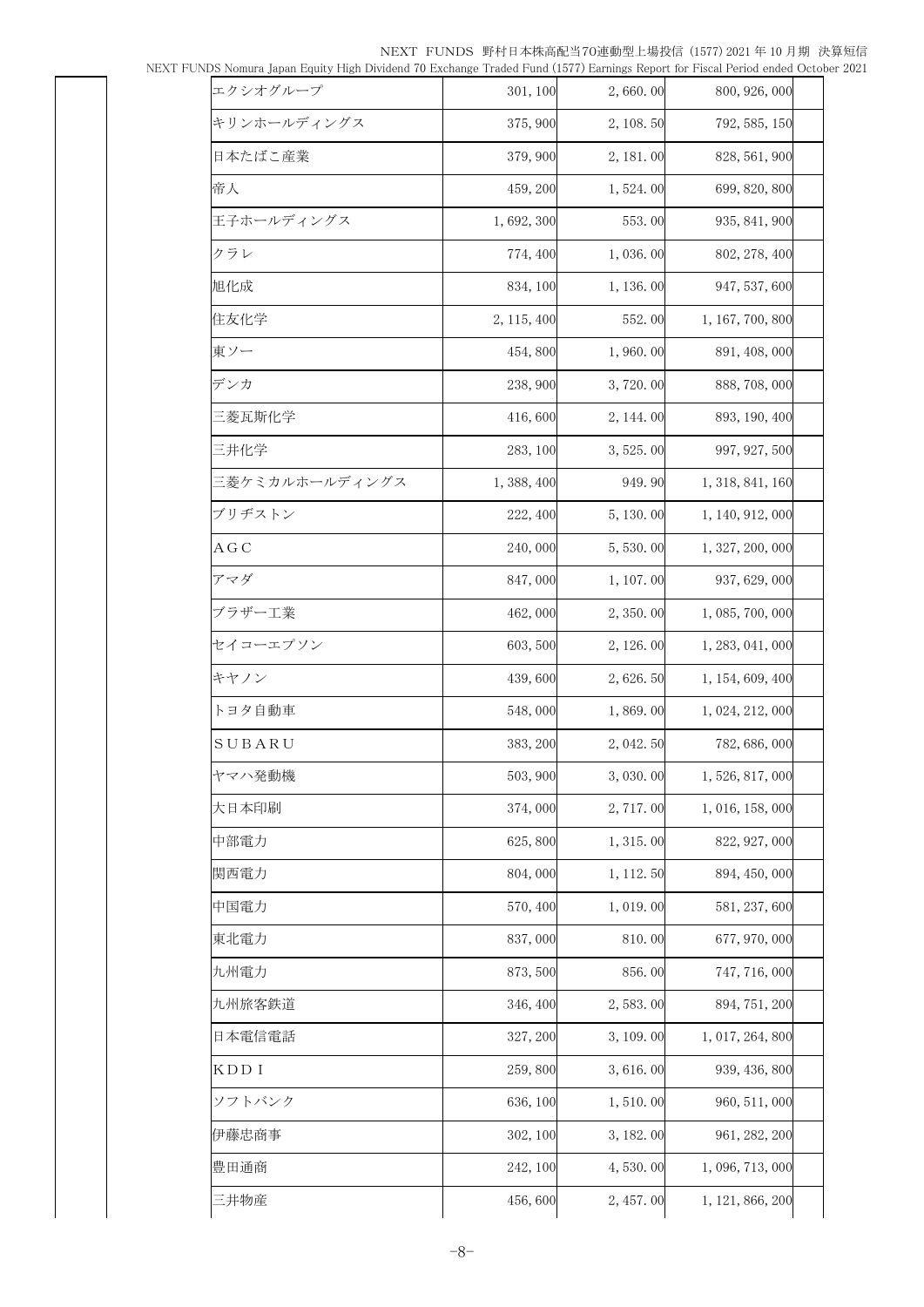| | | | | |
|---|---|---|---|---|
| | エクシオグループ | 301,100 | 2,660.00 | 800,926,000 |
| | キリンホールディングス | 375,900 | 2,108.50 | 792,585,150 |
| | 日本たばこ産業 | 379,900 | 2,181.00 | 828,561,900 |
| | 帝人 | 459,200 | 1,524.00 | 699,820,800 |
| | 王子ホールディングス | 1,692,300 | 553.00 | 935,841,900 |
| | クラレ | 774,400 | 1,036.00 | 802,278,400 |
| | 旭化成 | 834,100 | 1,136.00 | 947,537,600 |
| | 住友化学 | 2,115,400 | 552.00 | 1,167,700,800 |
| | 東ソー | 454,800 | 1,960.00 | 891,408,000 |
| | デンカ | 238,900 | 3,720.00 | 888,708,000 |
| | 三菱瓦斯化学 | 416,600 | 2,144.00 | 893,190,400 |
| | 三井化学 | 283,100 | 3,525.00 | 997,927,500 |
| | 三菱ケミカルホールディングス | 1,388,400 | 949.90 | 1,318,841,160 |
| | ブリヂストン | 222,400 | 5,130.00 | 1,140,912,000 |
| | ＡＧＣ | 240,000 | 5,530.00 | 1,327,200,000 |
| | アマダ | 847,000 | 1,107.00 | 937,629,000 |
| | ブラザー工業 | 462,000 | 2,350.00 | 1,085,700,000 |
| | セイコーエプソン | 603,500 | 2,126.00 | 1,283,041,000 |
| | キヤノン | 439,600 | 2,626.50 | 1,154,609,400 |
| | トヨタ自動車 | 548,000 | 1,869.00 | 1,024,212,000 |
| | ＳＵＢＡＲＵ | 383,200 | 2,042.50 | 782,686,000 |
| | ヤマハ発動機 | 503,900 | 3,030.00 | 1,526,817,000 |
| | 大日本印刷 | 374,000 | 2,717.00 | 1,016,158,000 |
| | 中部電力 | 625,800 | 1,315.00 | 822,927,000 |
| | 関西電力 | 804,000 | 1,112.50 | 894,450,000 |
| | 中国電力 | 570,400 | 1,019.00 | 581,237,600 |
| | 東北電力 | 837,000 | 810.00 | 677,970,000 |
| | 九州電力 | 873,500 | 856.00 | 747,716,000 |
| | 九州旅客鉄道 | 346,400 | 2,583.00 | 894,751,200 |
| | 日本電信電話 | 327,200 | 3,109.00 | 1,017,264,800 |
| | ＫＤＤＩ | 259,800 | 3,616.00 | 939,436,800 |
| | ソフトバンク | 636,100 | 1,510.00 | 960,511,000 |
| | 伊藤忠商事 | 302,100 | 3,182.00 | 961,282,200 |
| | 豊田通商 | 242,100 | 4,530.00 | 1,096,713,000 |
| | 三井物産 | 456,600 | 2,457.00 | 1,121,866,200 |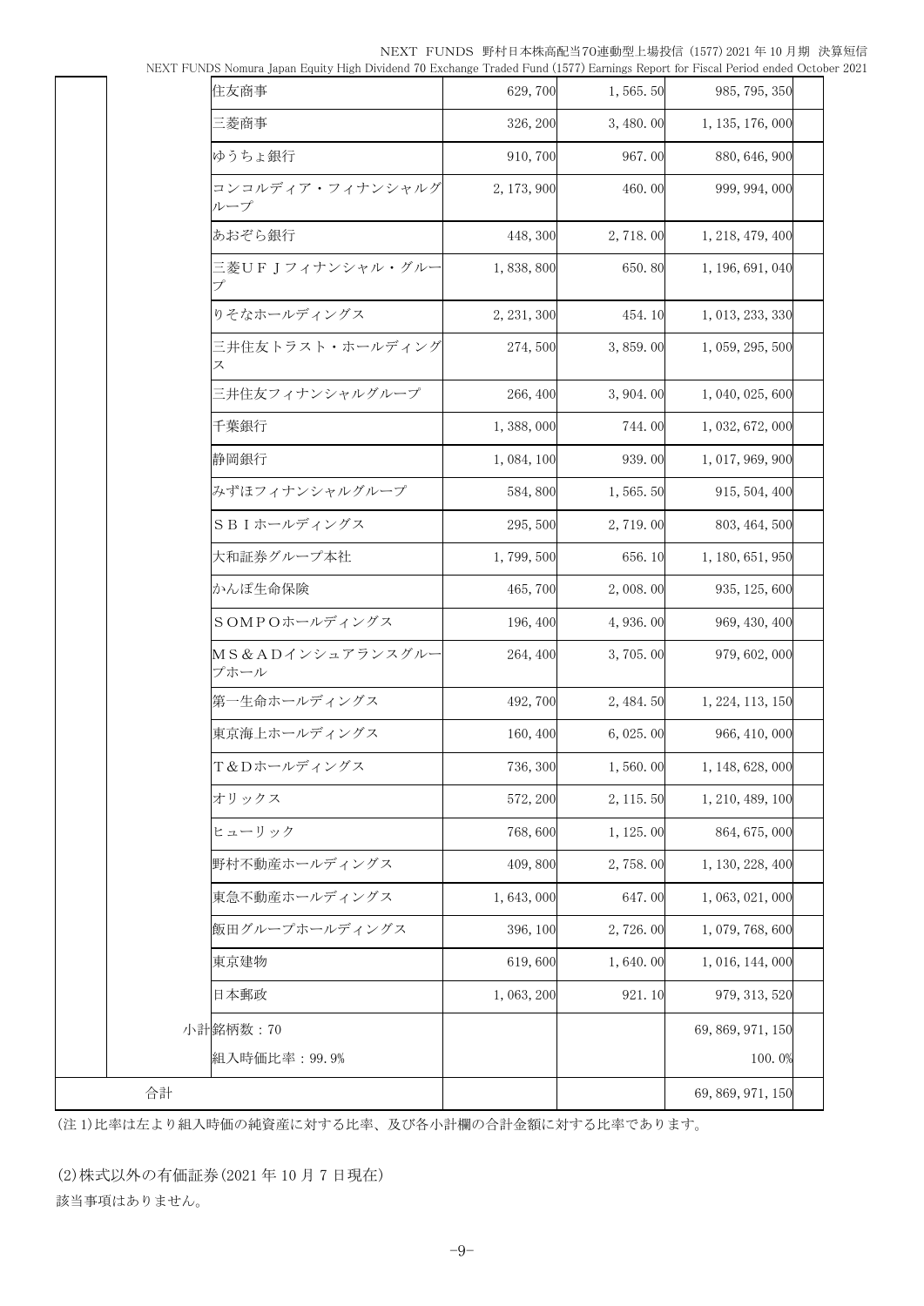| | | | | | |
|---|---|---|---|---|---|
| | 住友商事 | 629,700 | 1,565.50 | 985,795,350 | |
| | 三菱商事 | 326,200 | 3,480.00 | 1,135,176,000 | |
| | ゆうちょ銀行 | 910,700 | 967.00 | 880,646,900 | |
| | コンコルディア・フィナンシャルグループ | 2,173,900 | 460.00 | 999,994,000 | |
| | あおぞら銀行 | 448,300 | 2,718.00 | 1,218,479,400 | |
| | 三菱ＵＦＪフィナンシャル・グループ | 1,838,800 | 650.80 | 1,196,691,040 | |
| | りそなホールディングス | 2,231,300 | 454.10 | 1,013,233,330 | |
| | 三井住友トラスト・ホールディングス | 274,500 | 3,859.00 | 1,059,295,500 | |
| | 三井住友フィナンシャルグループ | 266,400 | 3,904.00 | 1,040,025,600 | |
| | 千葉銀行 | 1,388,000 | 744.00 | 1,032,672,000 | |
| | 静岡銀行 | 1,084,100 | 939.00 | 1,017,969,900 | |
| | みずほフィナンシャルグループ | 584,800 | 1,565.50 | 915,504,400 | |
| | ＳＢＩホールディングス | 295,500 | 2,719.00 | 803,464,500 | |
| | 大和証券グループ本社 | 1,799,500 | 656.10 | 1,180,651,950 | |
| | かんぽ生命保険 | 465,700 | 2,008.00 | 935,125,600 | |
| | ＳＯＭＰＯホールディングス | 196,400 | 4,936.00 | 969,430,400 | |
| | ＭＳ＆ＡＤインシュアランスグループホール | 264,400 | 3,705.00 | 979,602,000 | |
| | 第一生命ホールディングス | 492,700 | 2,484.50 | 1,224,113,150 | |
| | 東京海上ホールディングス | 160,400 | 6,025.00 | 966,410,000 | |
| | Ｔ＆Ｄホールディングス | 736,300 | 1,560.00 | 1,148,628,000 | |
| | オリックス | 572,200 | 2,115.50 | 1,210,489,100 | |
| | ヒューリック | 768,600 | 1,125.00 | 864,675,000 | |
| | 野村不動産ホールディングス | 409,800 | 2,758.00 | 1,130,228,400 | |
| | 東急不動産ホールディングス | 1,643,000 | 647.00 | 1,063,021,000 | |
| | 飯田グループホールディングス | 396,100 | 2,726.00 | 1,079,768,600 | |
| | 東京建物 | 619,600 | 1,640.00 | 1,016,144,000 | |
| | 日本郵政 | 1,063,200 | 921.10 | 979,313,520 | |
| | 小計 銘柄数：70 | | | 69,869,971,150 | |
| | 組入時価比率：99.9% | | | 100.0% | |
| 合計 | | | | 69,869,971,150 | |

(注1)比率は左より組入時価の純資産に対する比率、及び各小計欄の合計金額に対する比率であります。

(2)株式以外の有価証券(2021年10月7日現在)

該当事項はありません。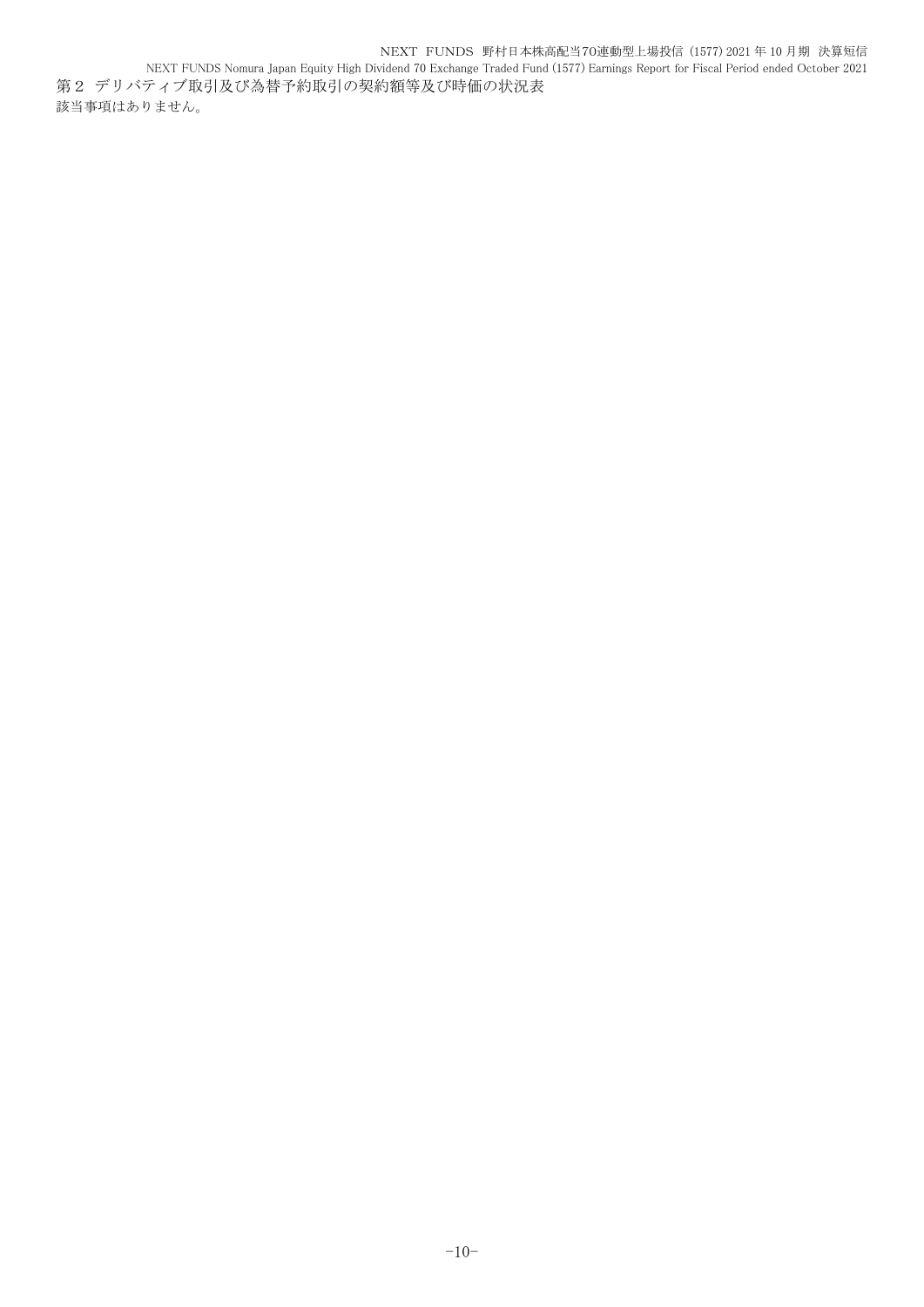## 第２ デリバティブ取引及び為替予約取引の契約額等及び時価の状況表

該当事項はありません。